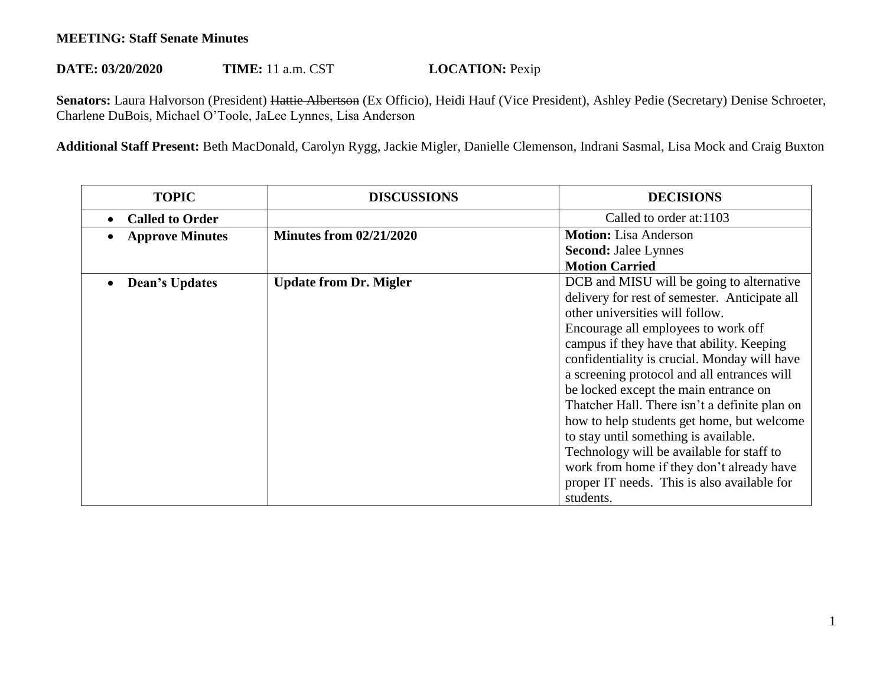**MEETING: Staff Senate Minutes**

**DATE: 03/20/2020** **TIME:** 11 a.m. CST **LOCATION:** Pexip

**Senators:** Laura Halvorson (President) ~~Hattie Albertson~~ (Ex Officio), Heidi Hauf (Vice President), Ashley Pedie (Secretary) Denise Schroeter, Charlene DuBois, Michael O'Toole, JaLee Lynnes, Lisa Anderson

**Additional Staff Present:** Beth MacDonald, Carolyn Rygg, Jackie Migler, Danielle Clemenson, Indrani Sasmal, Lisa Mock and Craig Buxton

| TOPIC | DISCUSSIONS | DECISIONS |
|---|---|---|
| • **Called to Order** | | Called to order at:1103 |
| • **Approve Minutes** | **Minutes from 02/21/2020** | **Motion:** Lisa Anderson<br>**Second:** Jalee Lynnes<br>**Motion Carried** |
| • **Dean's Updates** | **Update from Dr. Migler** | DCB and MISU will be going to alternative delivery for rest of semester. Anticipate all other universities will follow.<br>Encourage all employees to work off campus if they have that ability. Keeping confidentiality is crucial. Monday will have a screening protocol and all entrances will be locked except the main entrance on Thatcher Hall. There isn't a definite plan on how to help students get home, but welcome to stay until something is available.<br>Technology will be available for staff to work from home if they don't already have proper IT needs. This is also available for students. |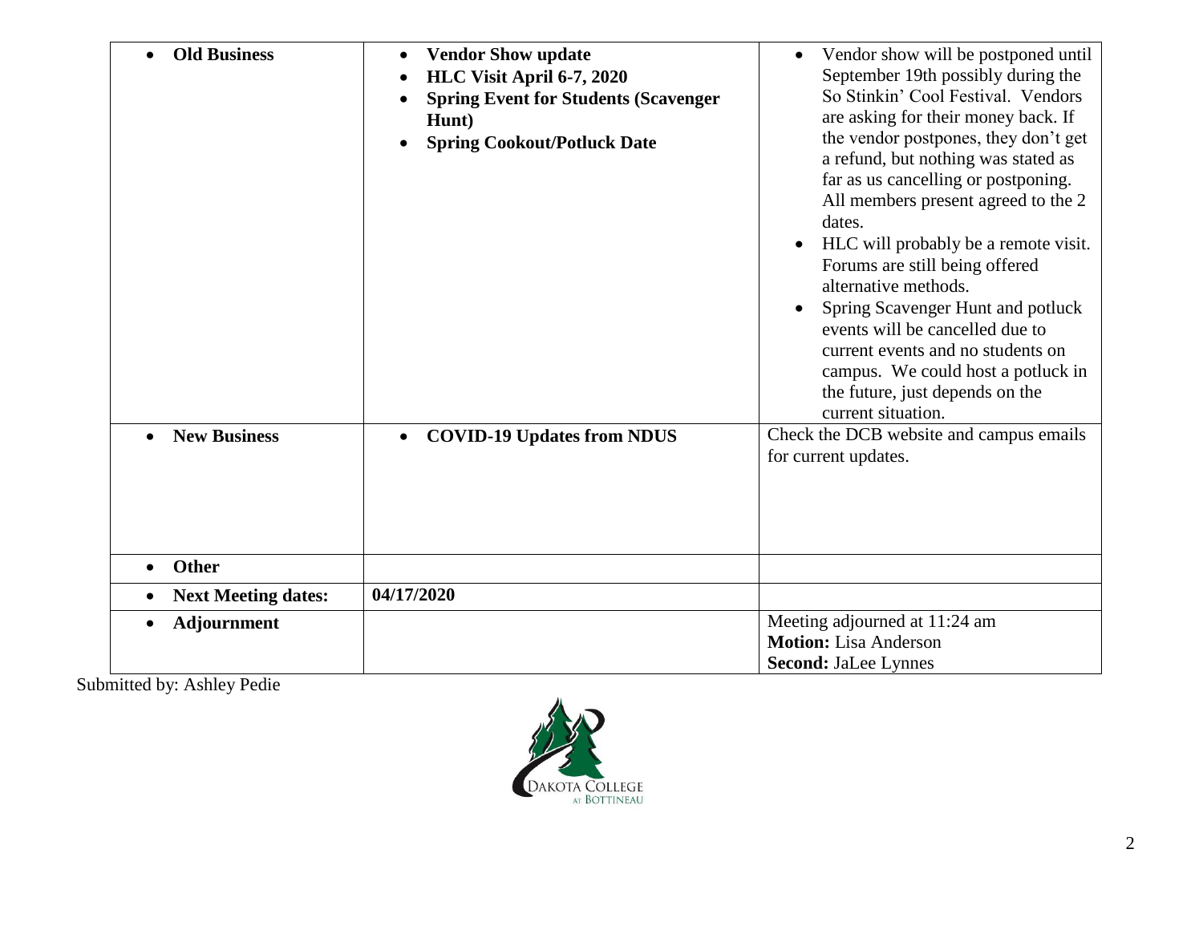| | | |
|---|---|---|
| • **Old Business** | • **Vendor Show update**<br>• **HLC Visit April 6-7, 2020**<br>• **Spring Event for Students (Scavenger Hunt)**<br>• **Spring Cookout/Potluck Date** | • Vendor show will be postponed until September 19th possibly during the So Stinkin' Cool Festival. Vendors are asking for their money back. If the vendor postpones, they don't get a refund, but nothing was stated as far as us cancelling or postponing. All members present agreed to the 2 dates.<br>• HLC will probably be a remote visit. Forums are still being offered alternative methods.<br>• Spring Scavenger Hunt and potluck events will be cancelled due to current events and no students on campus. We could host a potluck in the future, just depends on the current situation. |
| • **New Business** | • **COVID-19 Updates from NDUS** | Check the DCB website and campus emails for current updates. |
| • **Other** | | |
| • **Next Meeting dates:** | **04/17/2020** | |
| • **Adjournment** | | Meeting adjourned at 11:24 am<br>**Motion:** Lisa Anderson<br>**Second:** JaLee Lynnes |

Submitted by: Ashley Pedie

DAKOTA COLLEGE AT BOTTINEAU